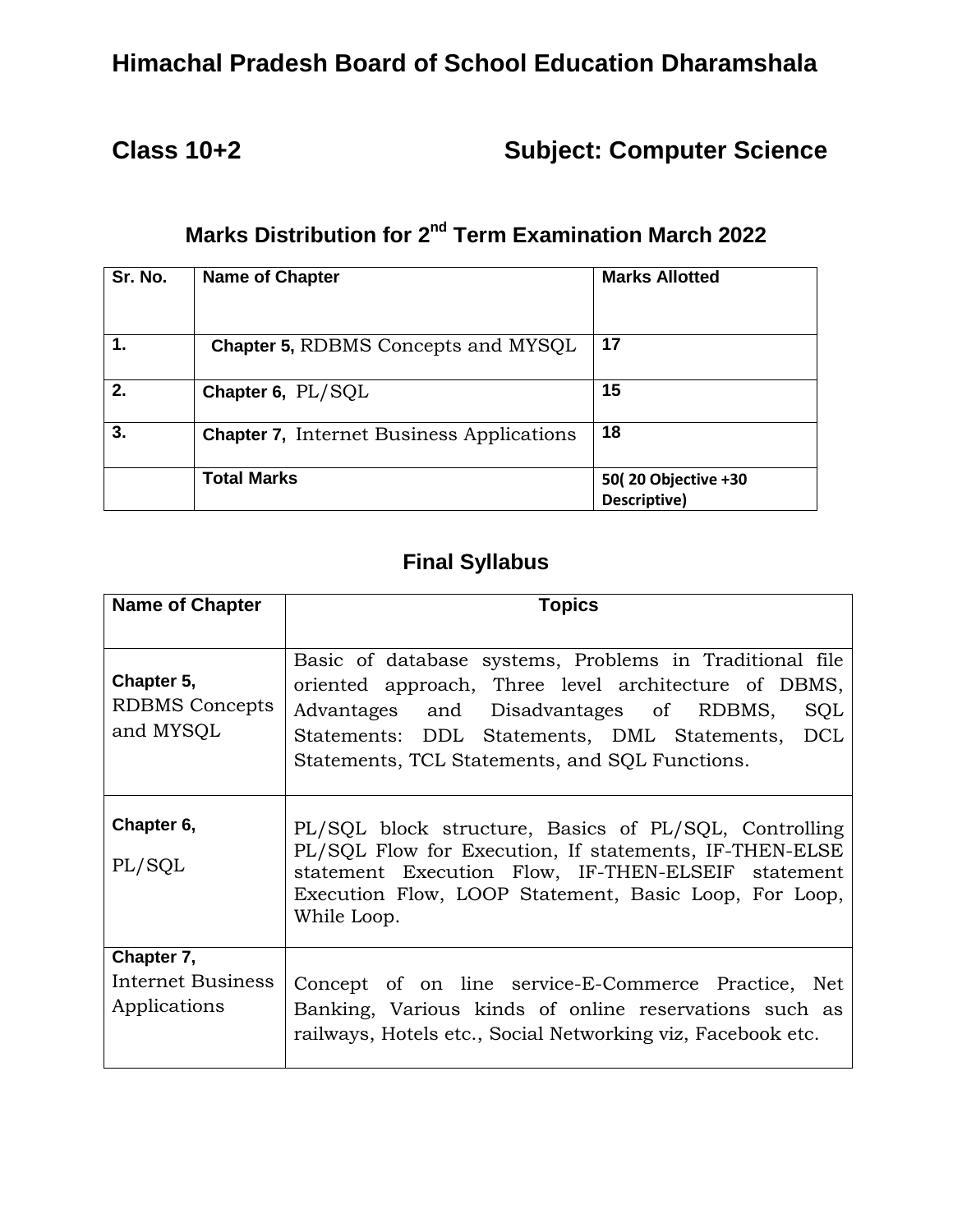# Himachal Pradesh Board of School Education Dharamshala

## Class 10+2 Subject: Computer Science

### Marks Distribution for 2nd Term Examination March 2022

| Sr. No. | Name of Chapter | Marks Allotted |
|---|---|---|
| 1. | **Chapter 5,** RDBMS Concepts and MYSQL | 17 |
| 2. | **Chapter 6,** PL/SQL | 15 |
| 3. | **Chapter 7,** Internet Business Applications | 18 |
| | **Total Marks** | 50( 20 Objective +30 Descriptive) |

### Final Syllabus

| Name of Chapter | Topics |
|---|---|
| **Chapter 5,** RDBMS Concepts and MYSQL | Basic of database systems, Problems in Traditional file oriented approach, Three level architecture of DBMS, Advantages and Disadvantages of RDBMS, SQL Statements: DDL Statements, DML Statements, DCL Statements, TCL Statements, and SQL Functions. |
| **Chapter 6,** PL/SQL | PL/SQL block structure, Basics of PL/SQL, Controlling PL/SQL Flow for Execution, If statements, IF-THEN-ELSE statement Execution Flow, IF-THEN-ELSEIF statement Execution Flow, LOOP Statement, Basic Loop, For Loop, While Loop. |
| **Chapter 7,** Internet Business Applications | Concept of on line service-E-Commerce Practice, Net Banking, Various kinds of online reservations such as railways, Hotels etc., Social Networking viz, Facebook etc. |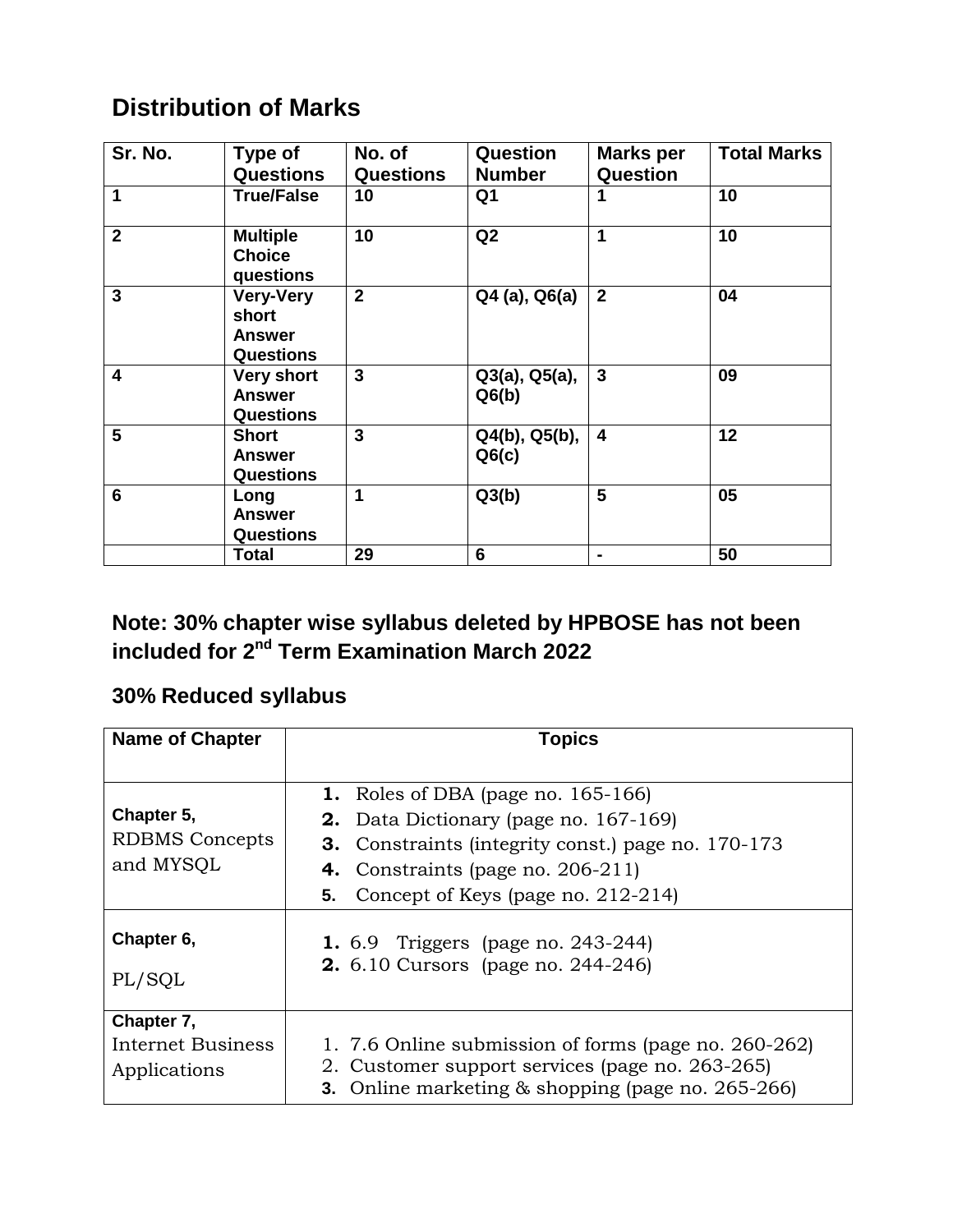## Distribution of Marks

| Sr. No. | Type of Questions | No. of Questions | Question Number | Marks per Question | Total Marks |
|---|---|---|---|---|---|
| 1 | True/False | 10 | Q1 | 1 | 10 |
| 2 | Multiple Choice questions | 10 | Q2 | 1 | 10 |
| 3 | Very-Very short Answer Questions | 2 | Q4 (a), Q6(a) | 2 | 04 |
| 4 | Very short Answer Questions | 3 | Q3(a), Q5(a), Q6(b) | 3 | 09 |
| 5 | Short Answer Questions | 3 | Q4(b), Q5(b), Q6(c) | 4 | 12 |
| 6 | Long Answer Questions | 1 | Q3(b) | 5 | 05 |
| | Total | 29 | 6 | - | 50 |

### Note: 30% chapter wise syllabus deleted by HPBOSE has not been included for 2nd Term Examination March 2022

### 30% Reduced syllabus

| Name of Chapter | Topics |
|---|---|
| Chapter 5, RDBMS Concepts and MYSQL | 1. Roles of DBA (page no. 165-166)<br>2. Data Dictionary (page no. 167-169)<br>3. Constraints (integrity const.) page no. 170-173<br>4. Constraints (page no. 206-211)<br>5. Concept of Keys (page no. 212-214) |
| Chapter 6, PL/SQL | 1. 6.9 Triggers (page no. 243-244)<br>2. 6.10 Cursors (page no. 244-246) |
| Chapter 7, Internet Business Applications | 1. 7.6 Online submission of forms (page no. 260-262)<br>2. Customer support services (page no. 263-265)<br>3. Online marketing & shopping (page no. 265-266) |